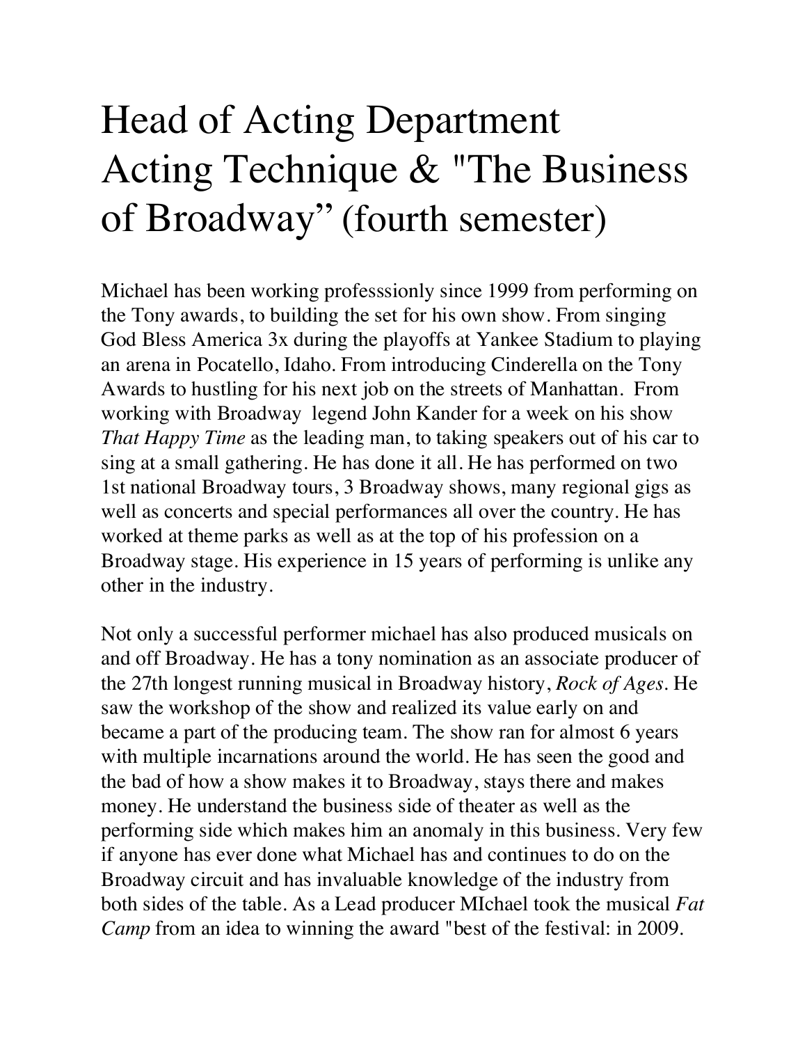# Head of Acting Department Acting Technique & "The Business of Broadway" (fourth semester)

Michael has been working professsionly since 1999 from performing on the Tony awards, to building the set for his own show. From singing God Bless America 3x during the playoffs at Yankee Stadium to playing an arena in Pocatello, Idaho. From introducing Cinderella on the Tony Awards to hustling for his next job on the streets of Manhattan. From working with Broadway legend John Kander for a week on his show *That Happy Time* as the leading man, to taking speakers out of his car to sing at a small gathering. He has done it all. He has performed on two 1st national Broadway tours, 3 Broadway shows, many regional gigs as well as concerts and special performances all over the country. He has worked at theme parks as well as at the top of his profession on a Broadway stage. His experience in 15 years of performing is unlike any other in the industry.

Not only a successful performer michael has also produced musicals on and off Broadway. He has a tony nomination as an associate producer of the 27th longest running musical in Broadway history, *Rock of Ages*. He saw the workshop of the show and realized its value early on and became a part of the producing team. The show ran for almost 6 years with multiple incarnations around the world. He has seen the good and the bad of how a show makes it to Broadway, stays there and makes money. He understand the business side of theater as well as the performing side which makes him an anomaly in this business. Very few if anyone has ever done what Michael has and continues to do on the Broadway circuit and has invaluable knowledge of the industry from both sides of the table. As a Lead producer MIchael took the musical *Fat Camp* from an idea to winning the award "best of the festival: in 2009.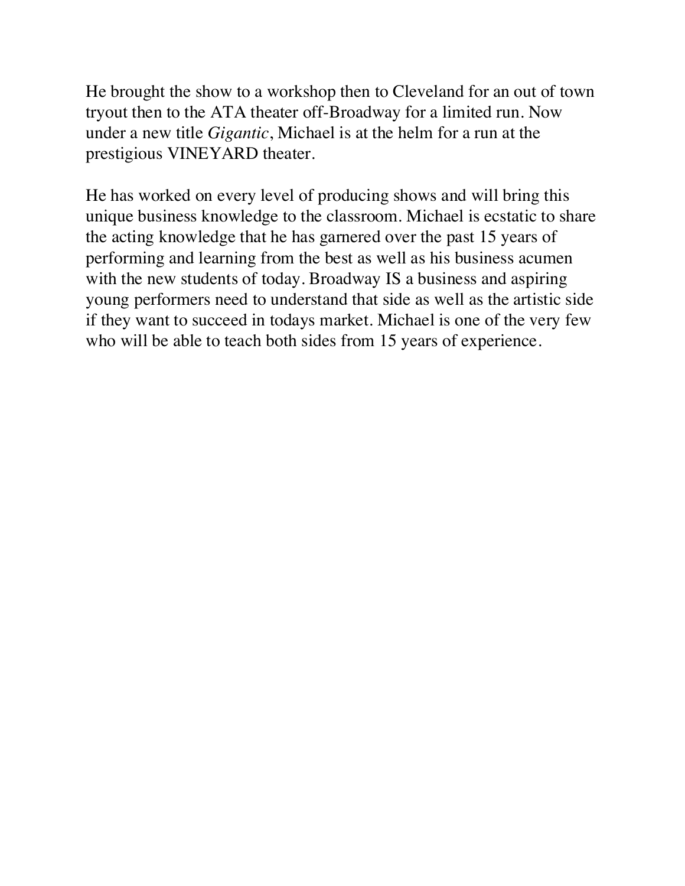He brought the show to a workshop then to Cleveland for an out of town tryout then to the ATA theater off-Broadway for a limited run. Now under a new title *Gigantic*, Michael is at the helm for a run at the prestigious VINEYARD theater.

He has worked on every level of producing shows and will bring this unique business knowledge to the classroom. Michael is ecstatic to share the acting knowledge that he has garnered over the past 15 years of performing and learning from the best as well as his business acumen with the new students of today. Broadway IS a business and aspiring young performers need to understand that side as well as the artistic side if they want to succeed in todays market. Michael is one of the very few who will be able to teach both sides from 15 years of experience.